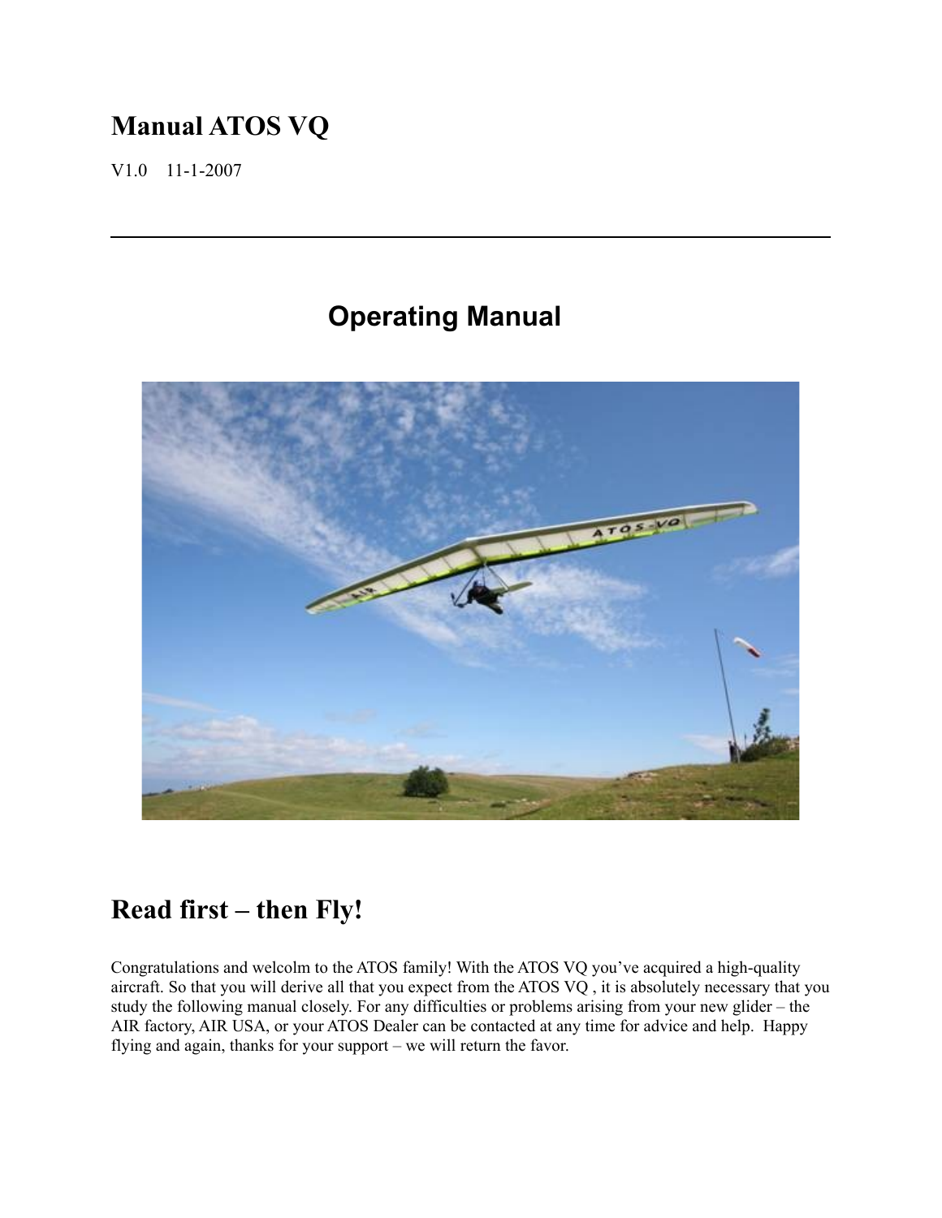# Manual ATOS VQ

V1.0 11-1-2007

---

## Operating Manual

## Read first – then Fly!

Congratulations and welcolm to the ATOS family! With the ATOS VQ you've acquired a high-quality aircraft. So that you will derive all that you expect from the ATOS VQ , it is absolutely necessary that you study the following manual closely. For any difficulties or problems arising from your new glider – the AIR factory, AIR USA, or your ATOS Dealer can be contacted at any time for advice and help. Happy flying and again, thanks for your support – we will return the favor.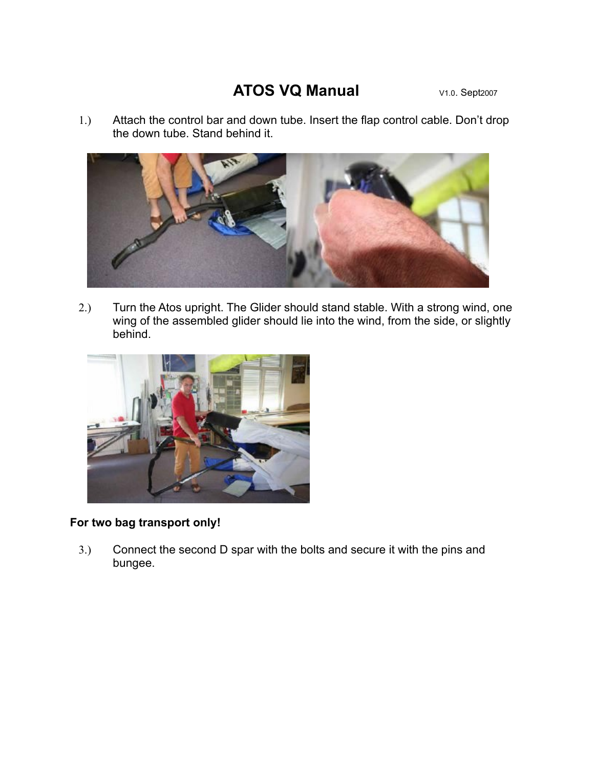# ATOS VQ Manual

V1.0. Sept2007

1.) Attach the control bar and down tube. Insert the flap control cable. Don't drop the down tube. Stand behind it.

2.) Turn the Atos upright. The Glider should stand stable. With a strong wind, one wing of the assembled glider should lie into the wind, from the side, or slightly behind.

**For two bag transport only!**

3.) Connect the second D spar with the bolts and secure it with the pins and bungee.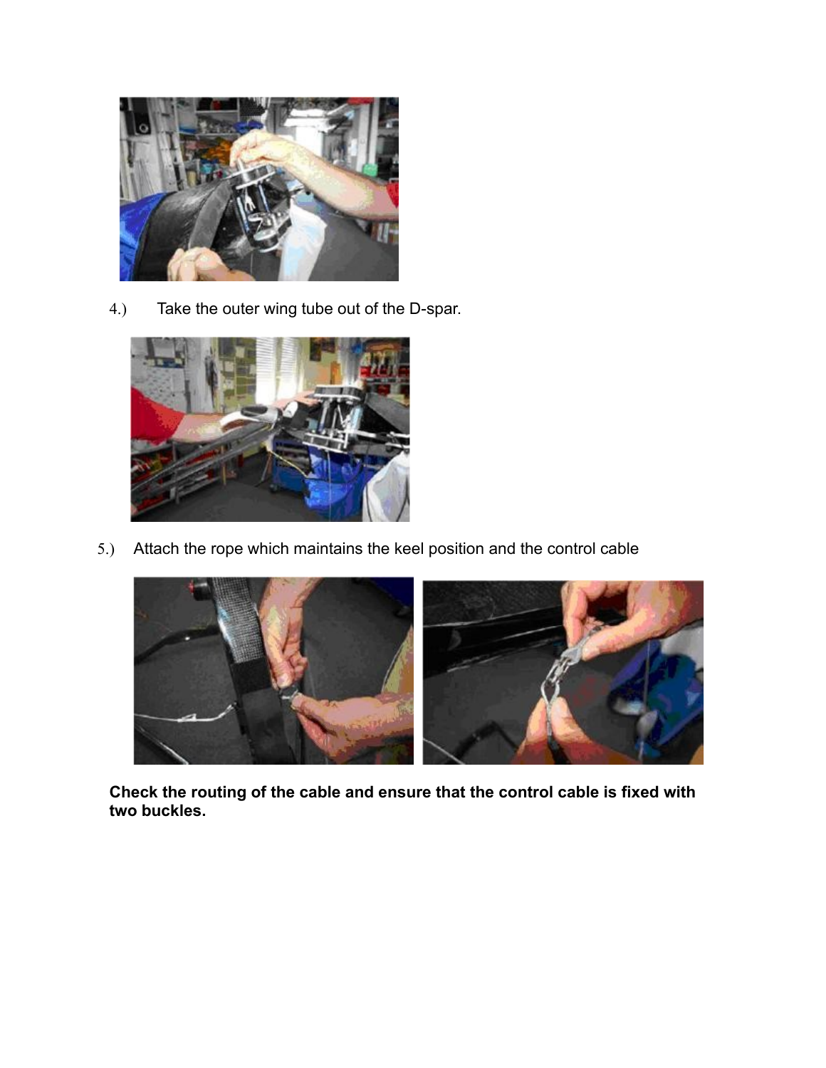4.) Take the outer wing tube out of the D-spar.

5.) Attach the rope which maintains the keel position and the control cable

**Check the routing of the cable and ensure that the control cable is fixed with two buckles.**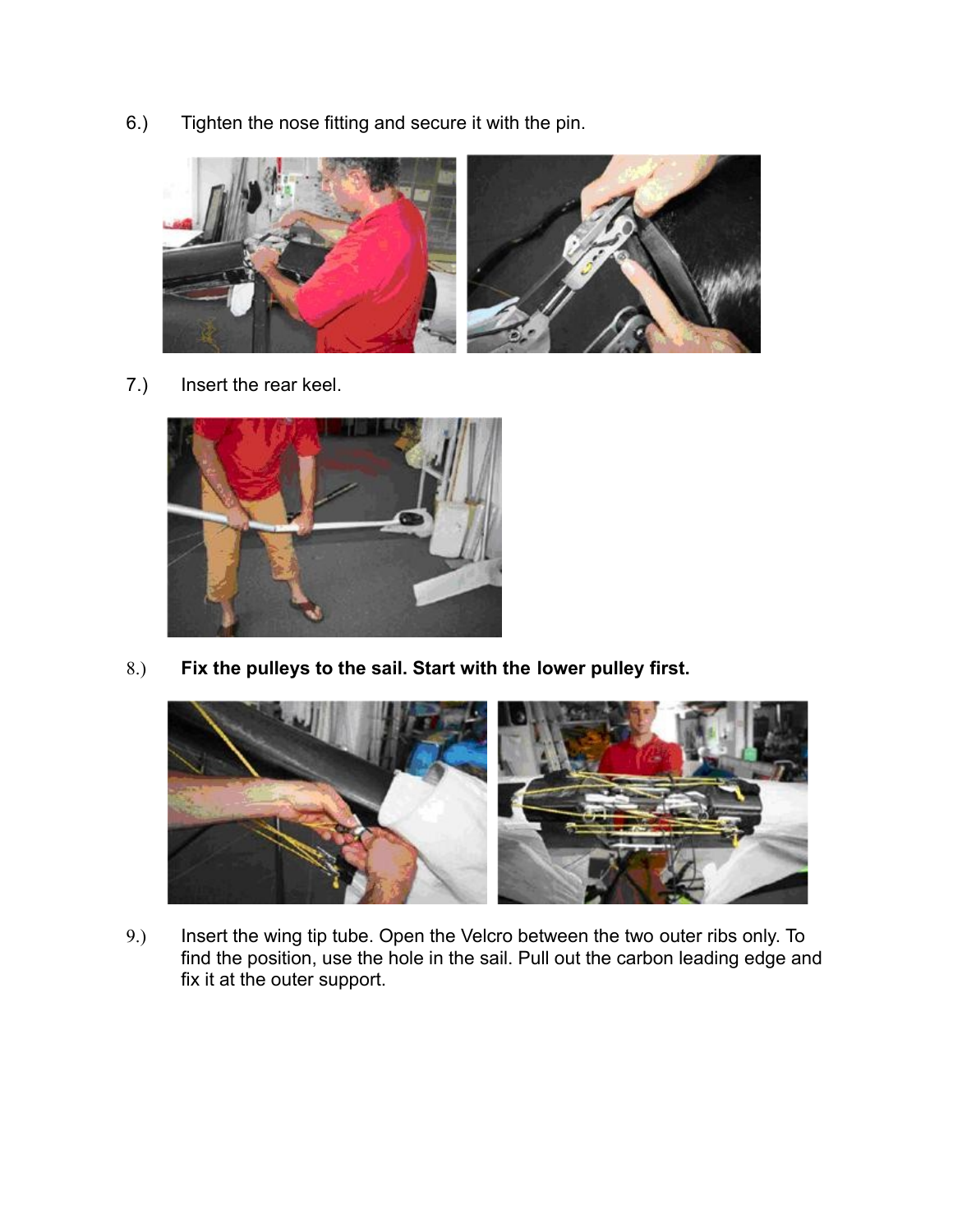6.) Tighten the nose fitting and secure it with the pin.

7.) Insert the rear keel.

8.) **Fix the pulleys to the sail. Start with the lower pulley first.**

9.) Insert the wing tip tube. Open the Velcro between the two outer ribs only. To find the position, use the hole in the sail. Pull out the carbon leading edge and fix it at the outer support.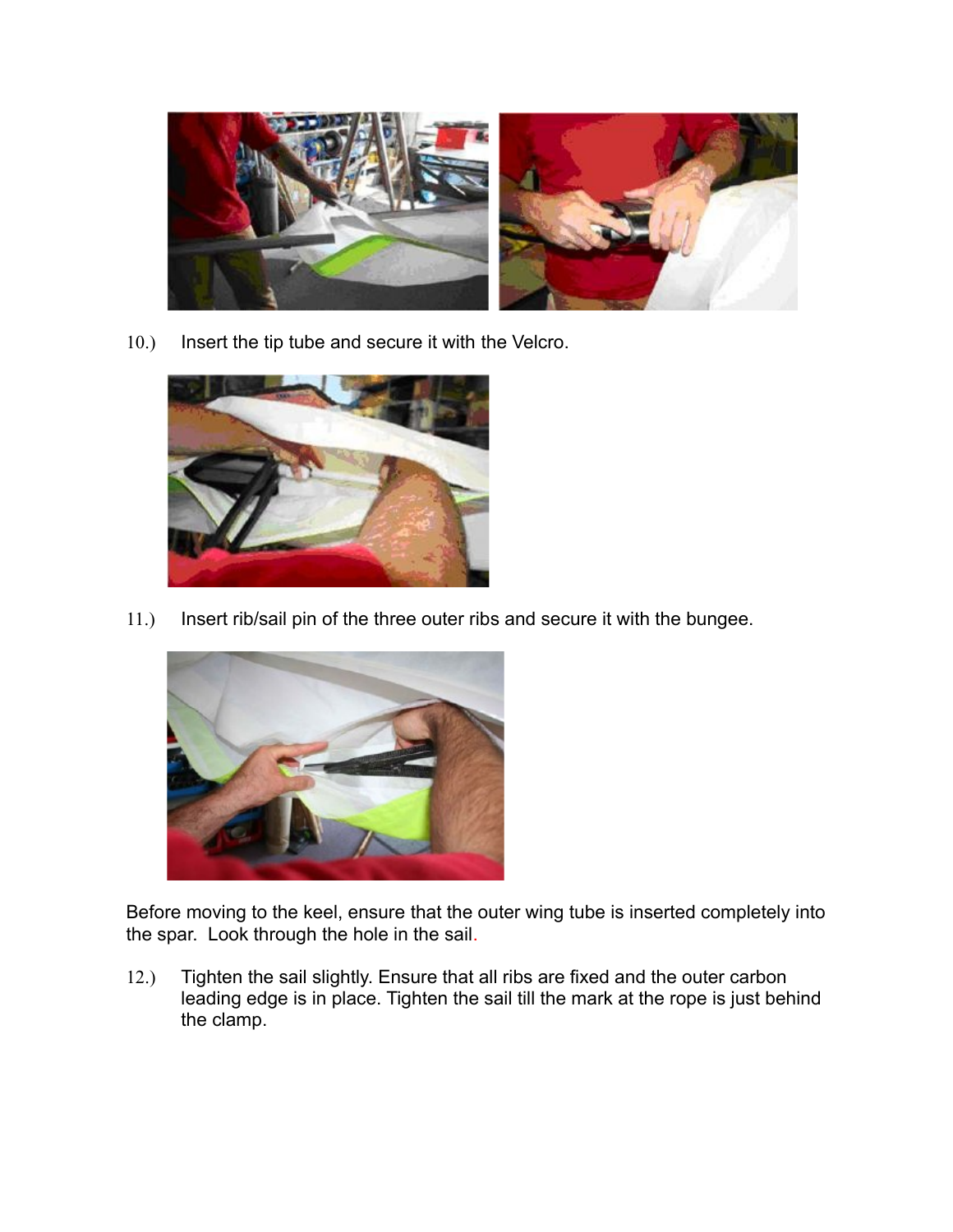10.) Insert the tip tube and secure it with the Velcro.

11.) Insert rib/sail pin of the three outer ribs and secure it with the bungee.

Before moving to the keel, ensure that the outer wing tube is inserted completely into the spar. Look through the hole in the sail.

12.) Tighten the sail slightly. Ensure that all ribs are fixed and the outer carbon leading edge is in place. Tighten the sail till the mark at the rope is just behind the clamp.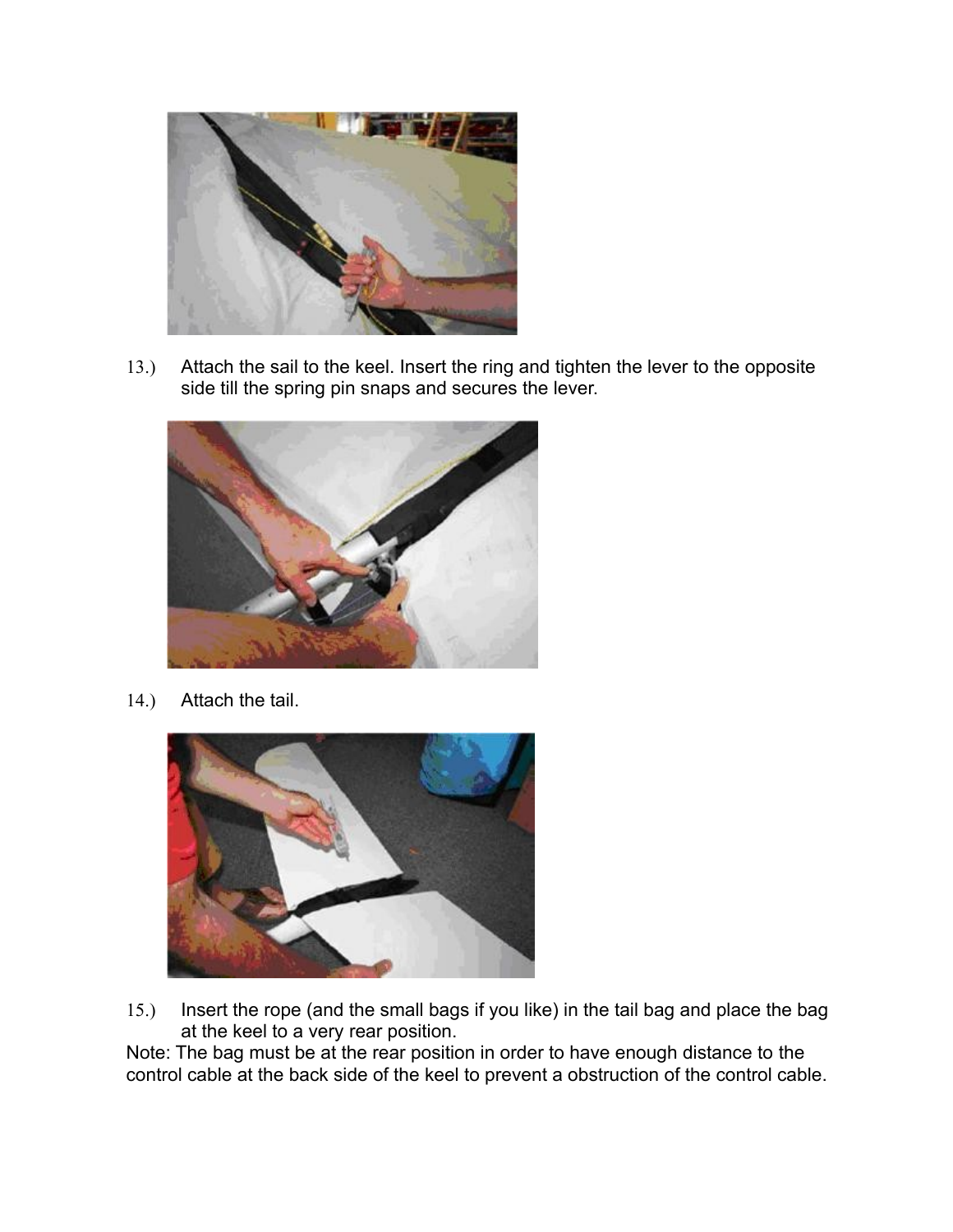13.) Attach the sail to the keel. Insert the ring and tighten the lever to the opposite side till the spring pin snaps and secures the lever.

14.) Attach the tail.

15.) Insert the rope (and the small bags if you like) in the tail bag and place the bag at the keel to a very rear position.

Note: The bag must be at the rear position in order to have enough distance to the control cable at the back side of the keel to prevent a obstruction of the control cable.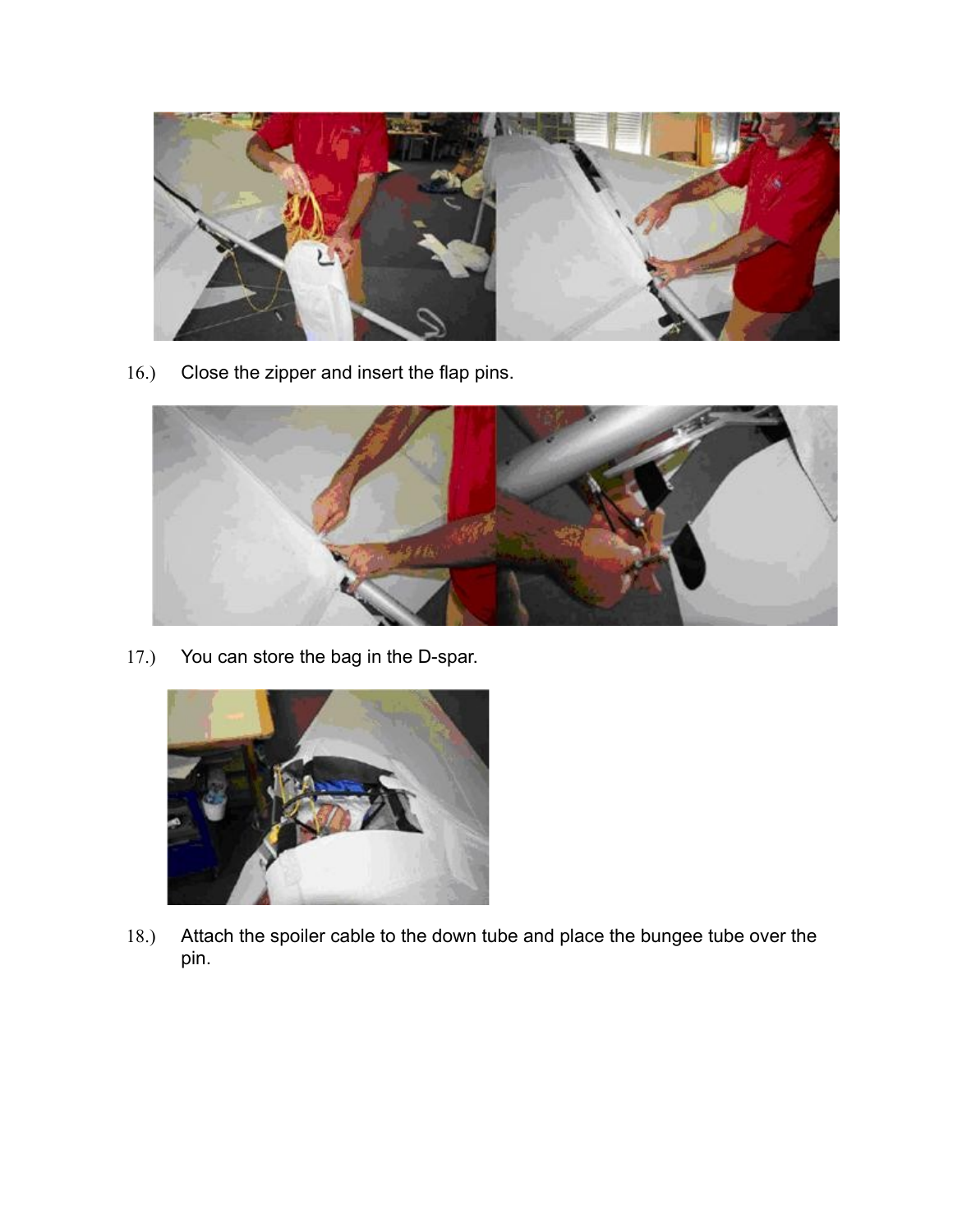16.) Close the zipper and insert the flap pins.

17.) You can store the bag in the D-spar.

18.) Attach the spoiler cable to the down tube and place the bungee tube over the pin.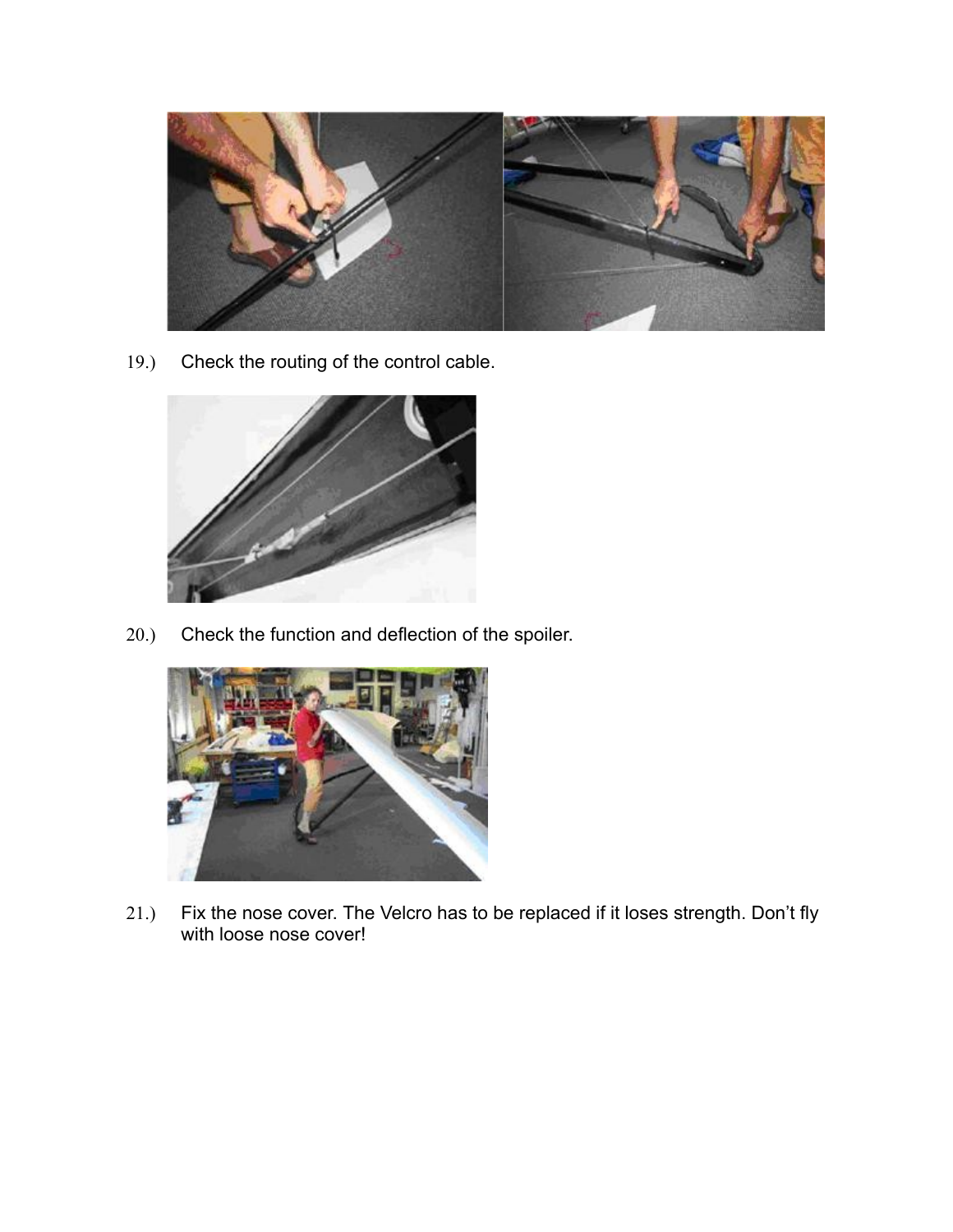19.) Check the routing of the control cable.

20.) Check the function and deflection of the spoiler.

21.) Fix the nose cover. The Velcro has to be replaced if it loses strength. Don't fly with loose nose cover!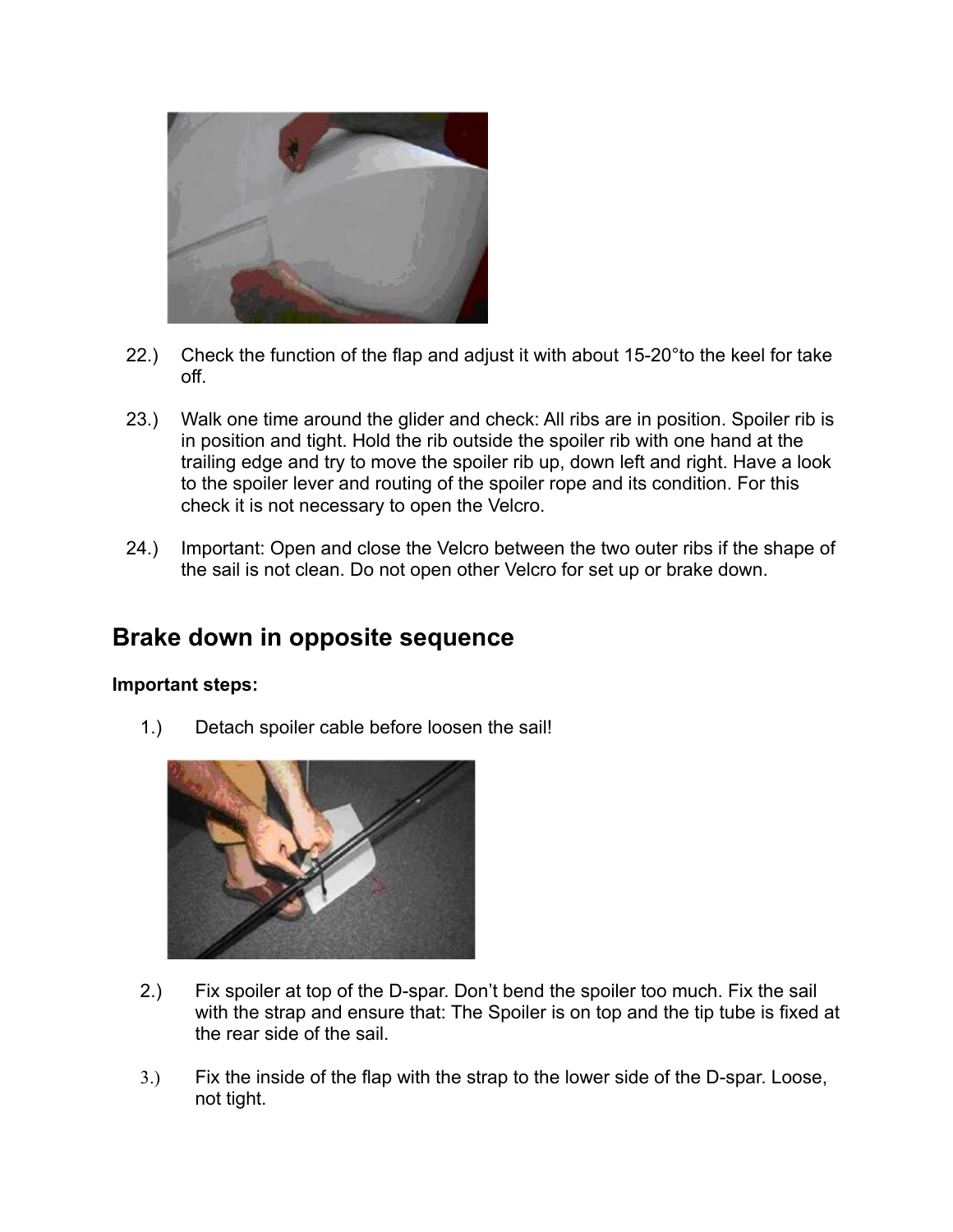22.) Check the function of the flap and adjust it with about 15-20°to the keel for take off.

23.) Walk one time around the glider and check: All ribs are in position. Spoiler rib is in position and tight. Hold the rib outside the spoiler rib with one hand at the trailing edge and try to move the spoiler rib up, down left and right. Have a look to the spoiler lever and routing of the spoiler rope and its condition. For this check it is not necessary to open the Velcro.

24.) Important: Open and close the Velcro between the two outer ribs if the shape of the sail is not clean. Do not open other Velcro for set up or brake down.

## Brake down in opposite sequence

**Important steps:**

1.) Detach spoiler cable before loosen the sail!

2.) Fix spoiler at top of the D-spar. Don't bend the spoiler too much. Fix the sail with the strap and ensure that: The Spoiler is on top and the tip tube is fixed at the rear side of the sail.

3.) Fix the inside of the flap with the strap to the lower side of the D-spar. Loose, not tight.